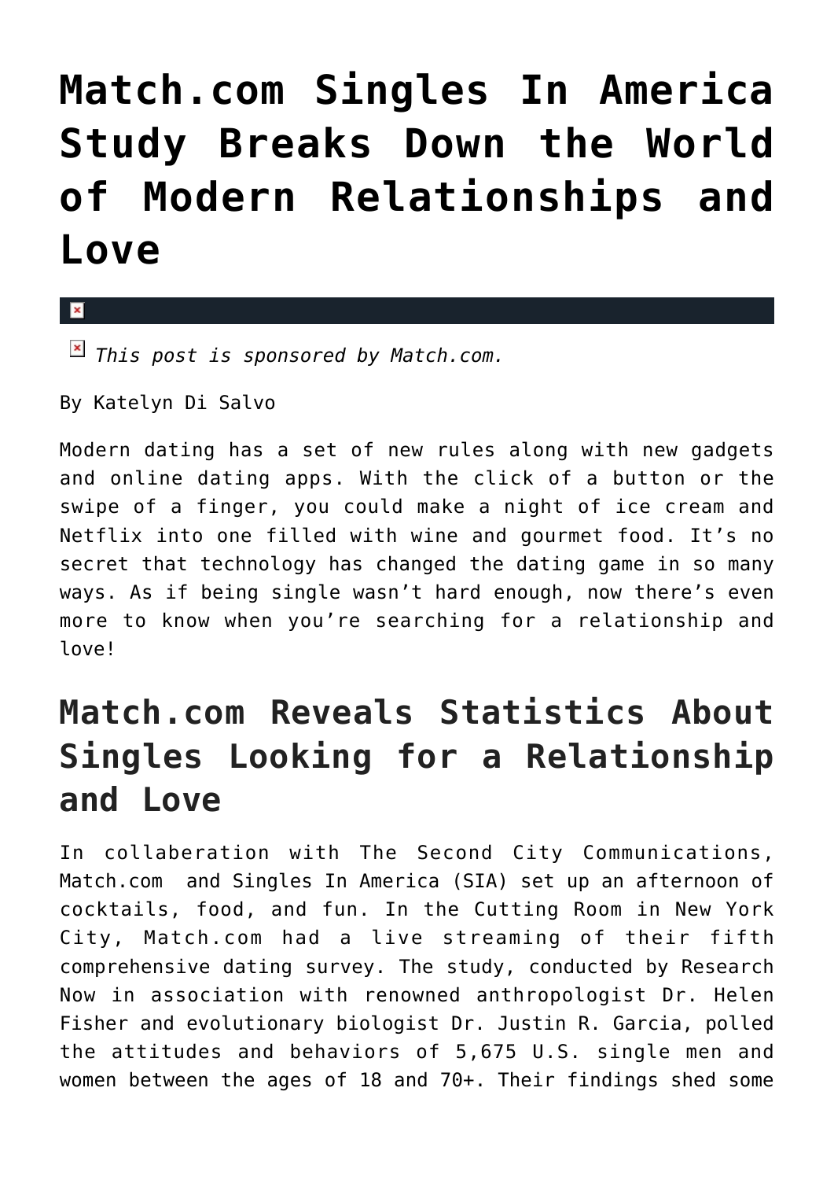# Match.com Singles In America Study Breaks Down the World of Modern Relationships and Love

*This post is sponsored by Match.com.*

By Katelyn Di Salvo

Modern dating has a set of new rules along with new gadgets and online dating apps. With the click of a button or the swipe of a finger, you could make a night of ice cream and Netflix into one filled with wine and gourmet food. It's no secret that technology has changed the dating game in so many ways. As if being single wasn't hard enough, now there's even more to know when you're searching for a relationship and love!

## Match.com Reveals Statistics About Singles Looking for a Relationship and Love

In collaberation with The Second City Communications, Match.com and Singles In America (SIA) set up an afternoon of cocktails, food, and fun. In the Cutting Room in New York City, Match.com had a live streaming of their fifth comprehensive dating survey. The study, conducted by Research Now in association with renowned anthropologist Dr. Helen Fisher and evolutionary biologist Dr. Justin R. Garcia, polled the attitudes and behaviors of 5,675 U.S. single men and women between the ages of 18 and 70+. Their findings shed some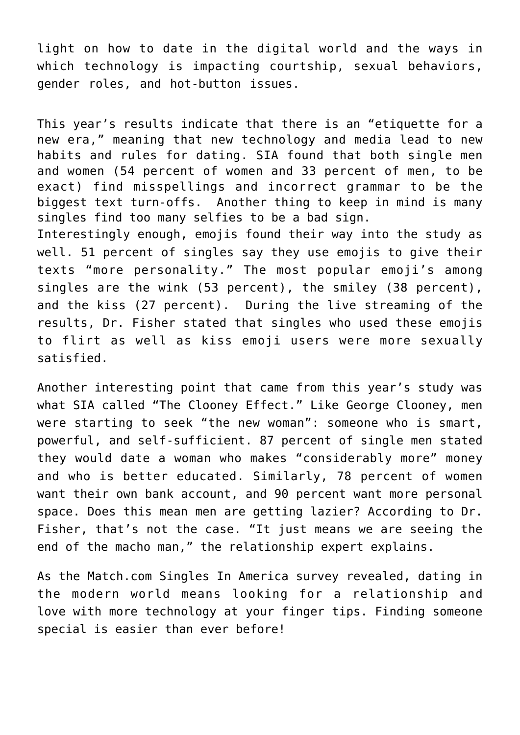light on how to date in the digital world and the ways in which technology is impacting courtship, sexual behaviors, gender roles, and hot-button issues.

This year's results indicate that there is an "etiquette for a new era," meaning that new technology and media lead to new habits and rules for dating. SIA found that both single men and women (54 percent of women and 33 percent of men, to be exact) find misspellings and incorrect grammar to be the biggest text turn-offs. Another thing to keep in mind is many singles find too many selfies to be a bad sign.
Interestingly enough, emojis found their way into the study as well. 51 percent of singles say they use emojis to give their texts "more personality." The most popular emoji's among singles are the wink (53 percent), the smiley (38 percent), and the kiss (27 percent). During the live streaming of the results, Dr. Fisher stated that singles who used these emojis to flirt as well as kiss emoji users were more sexually satisfied.

Another interesting point that came from this year's study was what SIA called "The Clooney Effect." Like George Clooney, men were starting to seek "the new woman": someone who is smart, powerful, and self-sufficient. 87 percent of single men stated they would date a woman who makes "considerably more" money and who is better educated. Similarly, 78 percent of women want their own bank account, and 90 percent want more personal space. Does this mean men are getting lazier? According to Dr. Fisher, that's not the case. "It just means we are seeing the end of the macho man," the relationship expert explains.

As the Match.com Singles In America survey revealed, dating in the modern world means looking for a relationship and love with more technology at your finger tips. Finding someone special is easier than ever before!